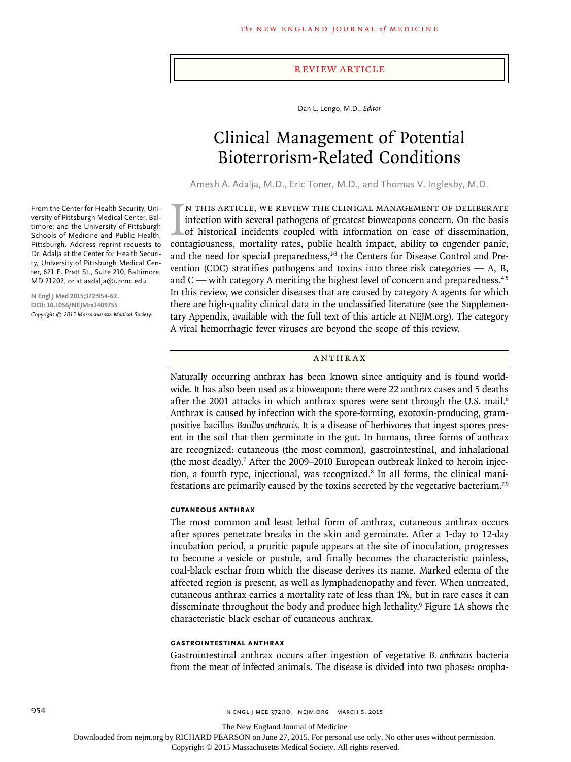Review Article

Dan L. Longo, M.D., *Editor*

# Clinical Management of Potential Bioterrorism-Related Conditions

Amesh A. Adalja, M.D., Eric Toner, M.D., and Thomas V. Inglesby, M.D.

From the Center for Health Security, University of Pittsburgh Medical Center, Baltimore; and the University of Pittsburgh Schools of Medicine and Public Health, Pittsburgh. Address reprint requests to Dr. Adalja at the Center for Health Security, University of Pittsburgh Medical Center, 621 E. Pratt St., Suite 210, Baltimore, MD 21202, or at aadalja@upmc.edu.

**N Engl J Med 2015;372:954-62.**
**DOI: 10.1056/NEJMra1409755**
*Copyright © 2015 Massachusetts Medical Society.*

In this article, we review the clinical management of deliberate infection with several pathogens of greatest bioweapons concern. On the basis of historical incidents coupled with information on ease of dissemination, contagiousness, mortality rates, public health impact, ability to engender panic, and the need for special preparedness,[1-3] the Centers for Disease Control and Prevention (CDC) stratifies pathogens and toxins into three risk categories — A, B, and C — with category A meriting the highest level of concern and preparedness.[4,5] In this review, we consider diseases that are caused by category A agents for which there are high-quality clinical data in the unclassified literature (see the Supplementary Appendix, available with the full text of this article at NEJM.org). The category A viral hemorrhagic fever viruses are beyond the scope of this review.

## Anthrax

Naturally occurring anthrax has been known since antiquity and is found worldwide. It has also been used as a bioweapon: there were 22 anthrax cases and 5 deaths after the 2001 attacks in which anthrax spores were sent through the U.S. mail.[6] Anthrax is caused by infection with the spore-forming, exotoxin-producing, gram-positive bacillus *Bacillus anthracis*. It is a disease of herbivores that ingest spores present in the soil that then germinate in the gut. In humans, three forms of anthrax are recognized: cutaneous (the most common), gastrointestinal, and inhalational (the most deadly).[7] After the 2009–2010 European outbreak linked to heroin injection, a fourth type, injectional, was recognized.[8] In all forms, the clinical manifestations are primarily caused by the toxins secreted by the vegetative bacterium.[7,9]

### Cutaneous Anthrax

The most common and least lethal form of anthrax, cutaneous anthrax occurs after spores penetrate breaks in the skin and germinate. After a 1-day to 12-day incubation period, a pruritic papule appears at the site of inoculation, progresses to become a vesicle or pustule, and finally becomes the characteristic painless, coal-black eschar from which the disease derives its name. Marked edema of the affected region is present, as well as lymphadenopathy and fever. When untreated, cutaneous anthrax carries a mortality rate of less than 1%, but in rare cases it can disseminate throughout the body and produce high lethality.[9] Figure 1A shows the characteristic black eschar of cutaneous anthrax.

### Gastrointestinal Anthrax

Gastrointestinal anthrax occurs after ingestion of vegetative *B. anthracis* bacteria from the meat of infected animals. The disease is divided into two phases: oropha-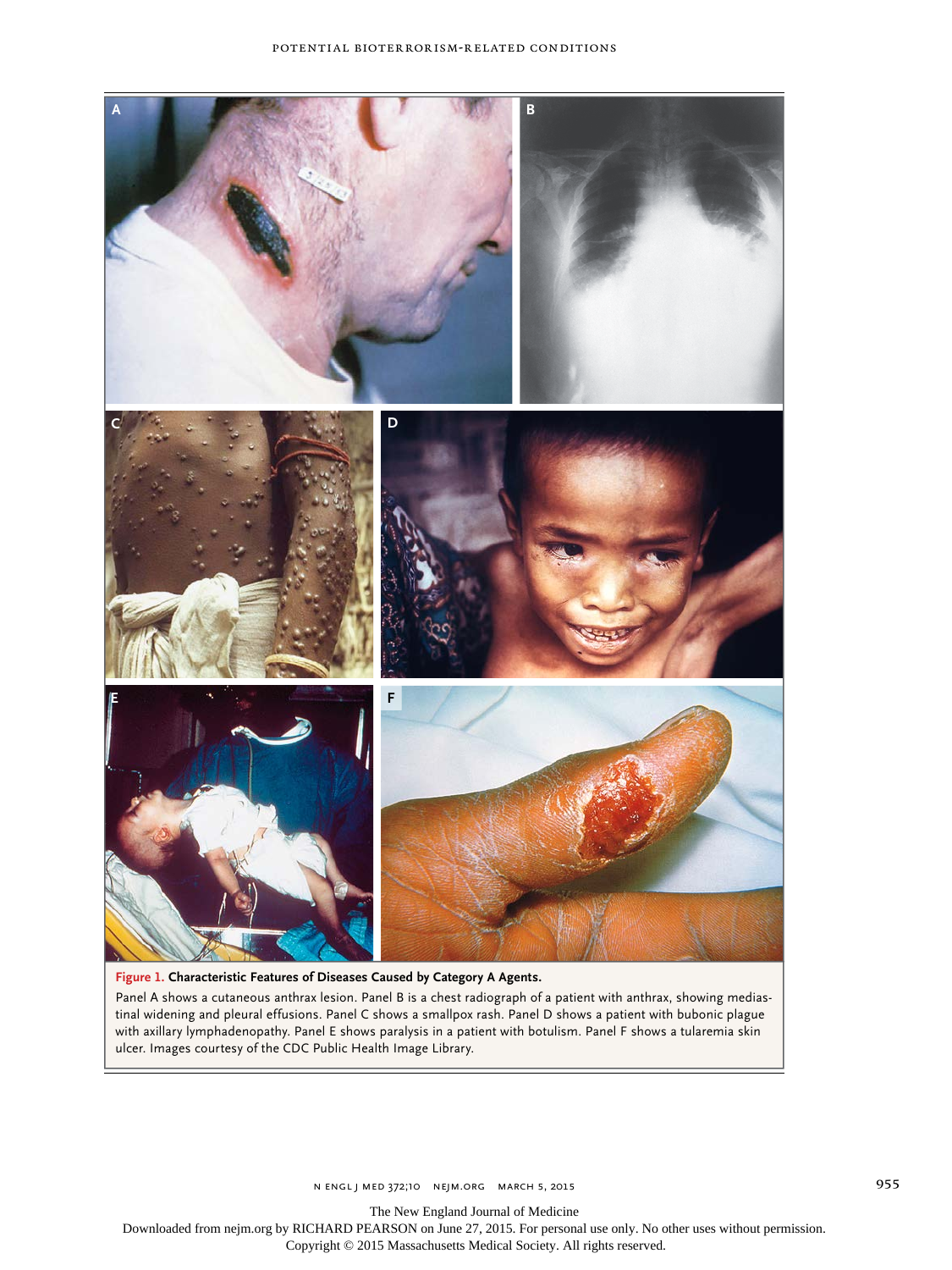**Figure 1. Characteristic Features of Diseases Caused by Category A Agents.**

Panel A shows a cutaneous anthrax lesion. Panel B is a chest radiograph of a patient with anthrax, showing mediastinal widening and pleural effusions. Panel C shows a smallpox rash. Panel D shows a patient with bubonic plague with axillary lymphadenopathy. Panel E shows paralysis in a patient with botulism. Panel F shows a tularemia skin ulcer. Images courtesy of the CDC Public Health Image Library.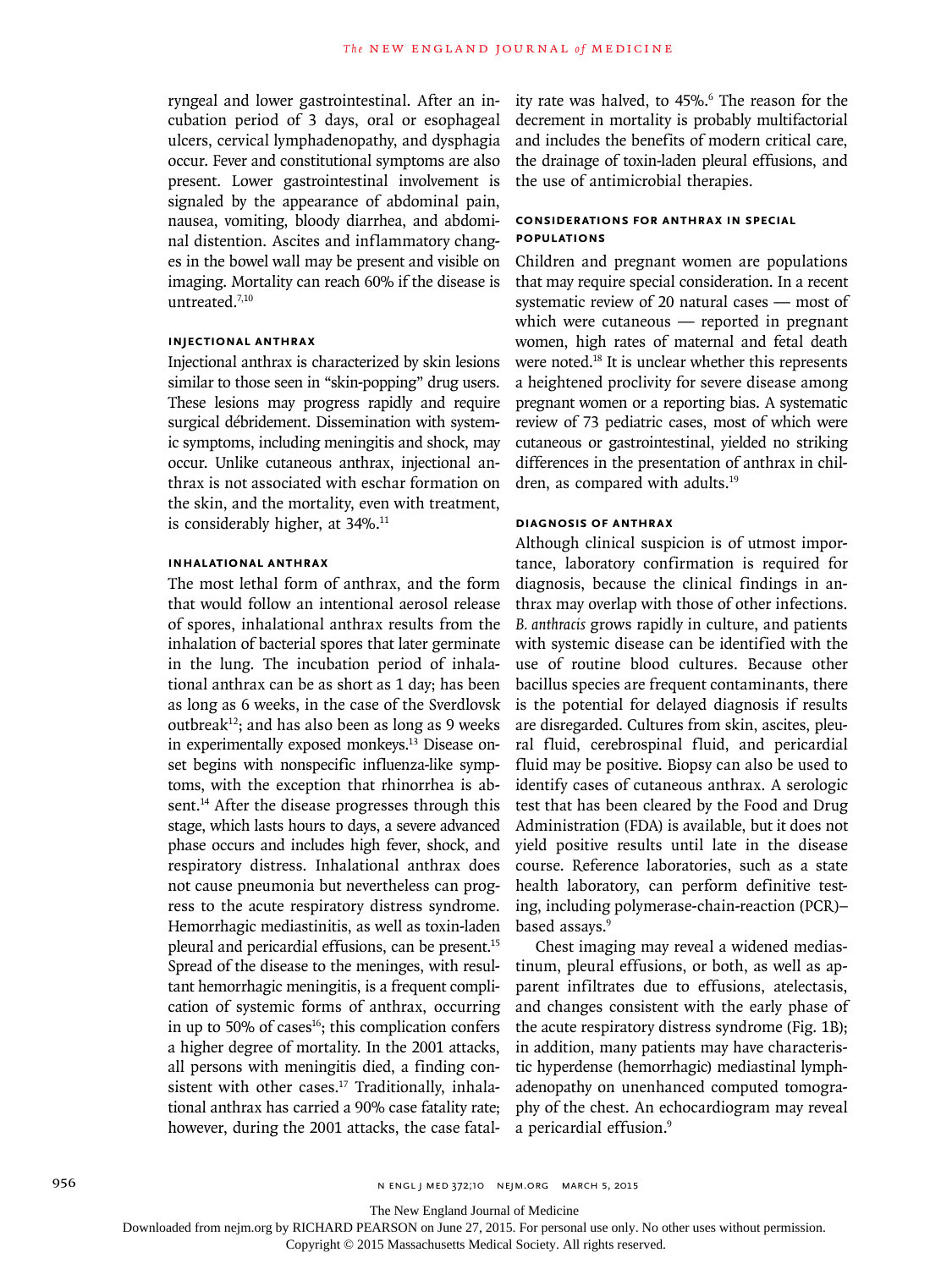ryngeal and lower gastrointestinal. After an incubation period of 3 days, oral or esophageal ulcers, cervical lymphadenopathy, and dysphagia occur. Fever and constitutional symptoms are also present. Lower gastrointestinal involvement is signaled by the appearance of abdominal pain, nausea, vomiting, bloody diarrhea, and abdominal distention. Ascites and inflammatory changes in the bowel wall may be present and visible on imaging. Mortality can reach 60% if the disease is untreated.[7,10]

### INJECTIONAL ANTHRAX

Injectional anthrax is characterized by skin lesions similar to those seen in "skin-popping" drug users. These lesions may progress rapidly and require surgical débridement. Dissemination with systemic symptoms, including meningitis and shock, may occur. Unlike cutaneous anthrax, injectional anthrax is not associated with eschar formation on the skin, and the mortality, even with treatment, is considerably higher, at 34%.[11]

### INHALATIONAL ANTHRAX

The most lethal form of anthrax, and the form that would follow an intentional aerosol release of spores, inhalational anthrax results from the inhalation of bacterial spores that later germinate in the lung. The incubation period of inhalational anthrax can be as short as 1 day; has been as long as 6 weeks, in the case of the Sverdlovsk outbreak[12]; and has also been as long as 9 weeks in experimentally exposed monkeys.[13] Disease onset begins with nonspecific influenza-like symptoms, with the exception that rhinorrhea is absent.[14] After the disease progresses through this stage, which lasts hours to days, a severe advanced phase occurs and includes high fever, shock, and respiratory distress. Inhalational anthrax does not cause pneumonia but nevertheless can progress to the acute respiratory distress syndrome. Hemorrhagic mediastinitis, as well as toxin-laden pleural and pericardial effusions, can be present.[15] Spread of the disease to the meninges, with resultant hemorrhagic meningitis, is a frequent complication of systemic forms of anthrax, occurring in up to 50% of cases[16]; this complication confers a higher degree of mortality. In the 2001 attacks, all persons with meningitis died, a finding consistent with other cases.[17] Traditionally, inhalational anthrax has carried a 90% case fatality rate; however, during the 2001 attacks, the case fatality rate was halved, to 45%.[6] The reason for the decrement in mortality is probably multifactorial and includes the benefits of modern critical care, the drainage of toxin-laden pleural effusions, and the use of antimicrobial therapies.

### CONSIDERATIONS FOR ANTHRAX IN SPECIAL POPULATIONS

Children and pregnant women are populations that may require special consideration. In a recent systematic review of 20 natural cases — most of which were cutaneous — reported in pregnant women, high rates of maternal and fetal death were noted.[18] It is unclear whether this represents a heightened proclivity for severe disease among pregnant women or a reporting bias. A systematic review of 73 pediatric cases, most of which were cutaneous or gastrointestinal, yielded no striking differences in the presentation of anthrax in children, as compared with adults.[19]

### DIAGNOSIS OF ANTHRAX

Although clinical suspicion is of utmost importance, laboratory confirmation is required for diagnosis, because the clinical findings in anthrax may overlap with those of other infections. *B. anthracis* grows rapidly in culture, and patients with systemic disease can be identified with the use of routine blood cultures. Because other bacillus species are frequent contaminants, there is the potential for delayed diagnosis if results are disregarded. Cultures from skin, ascites, pleural fluid, cerebrospinal fluid, and pericardial fluid may be positive. Biopsy can also be used to identify cases of cutaneous anthrax. A serologic test that has been cleared by the Food and Drug Administration (FDA) is available, but it does not yield positive results until late in the disease course. Reference laboratories, such as a state health laboratory, can perform definitive testing, including polymerase-chain-reaction (PCR)–based assays.[9]

Chest imaging may reveal a widened mediastinum, pleural effusions, or both, as well as apparent infiltrates due to effusions, atelectasis, and changes consistent with the early phase of the acute respiratory distress syndrome (Fig. 1B); in addition, many patients may have characteristic hyperdense (hemorrhagic) mediastinal lymphadenopathy on unenhanced computed tomography of the chest. An echocardiogram may reveal a pericardial effusion.[9]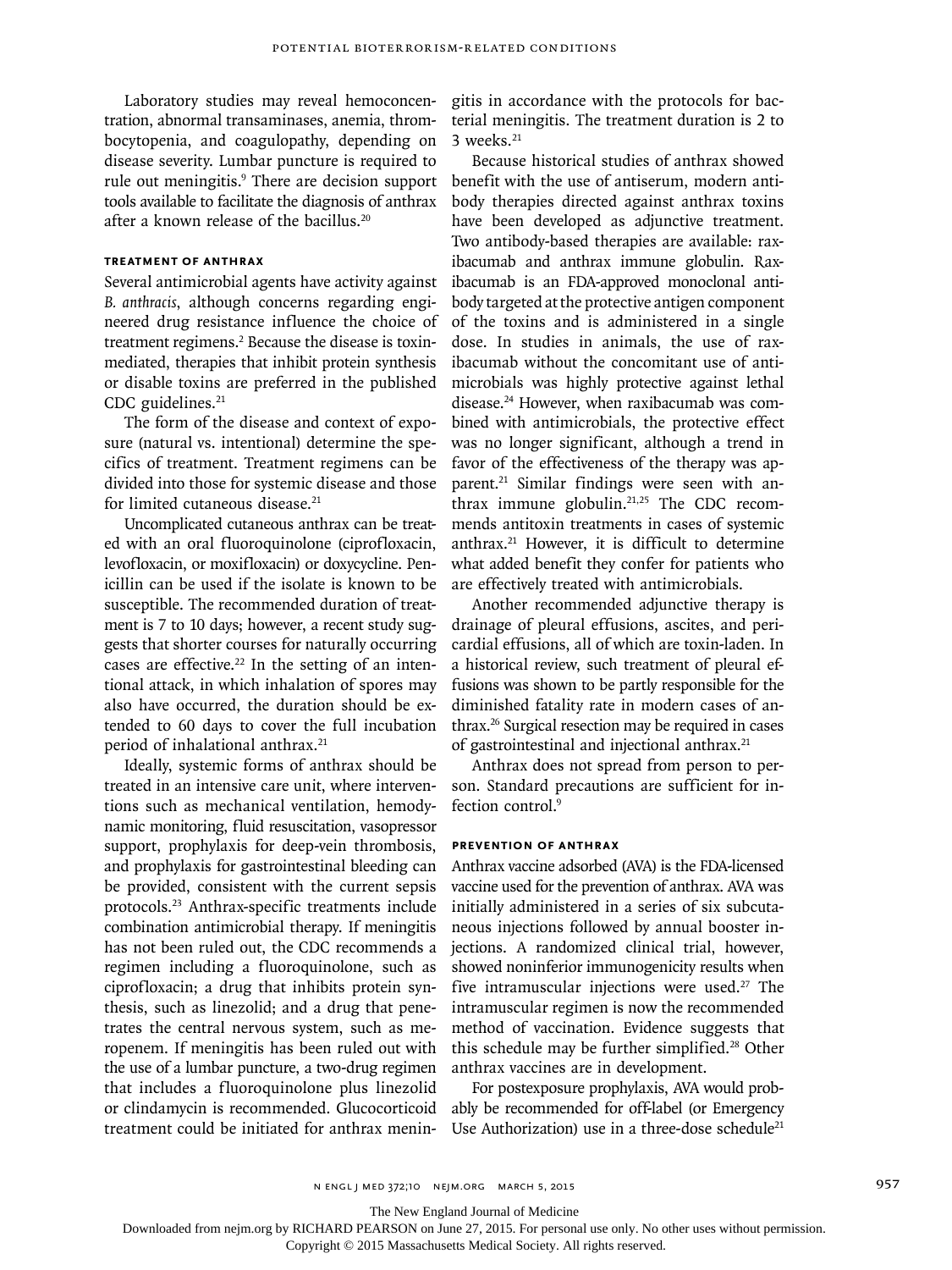Laboratory studies may reveal hemoconcentration, abnormal transaminases, anemia, thrombocytopenia, and coagulopathy, depending on disease severity. Lumbar puncture is required to rule out meningitis.[9] There are decision support tools available to facilitate the diagnosis of anthrax after a known release of the bacillus.[20]

### TREATMENT OF ANTHRAX

Several antimicrobial agents have activity against *B. anthracis*, although concerns regarding engineered drug resistance influence the choice of treatment regimens.[2] Because the disease is toxin-mediated, therapies that inhibit protein synthesis or disable toxins are preferred in the published CDC guidelines.[21]

The form of the disease and context of exposure (natural vs. intentional) determine the specifics of treatment. Treatment regimens can be divided into those for systemic disease and those for limited cutaneous disease.[21]

Uncomplicated cutaneous anthrax can be treated with an oral fluoroquinolone (ciprofloxacin, levofloxacin, or moxifloxacin) or doxycycline. Penicillin can be used if the isolate is known to be susceptible. The recommended duration of treatment is 7 to 10 days; however, a recent study suggests that shorter courses for naturally occurring cases are effective.[22] In the setting of an intentional attack, in which inhalation of spores may also have occurred, the duration should be extended to 60 days to cover the full incubation period of inhalational anthrax.[21]

Ideally, systemic forms of anthrax should be treated in an intensive care unit, where interventions such as mechanical ventilation, hemodynamic monitoring, fluid resuscitation, vasopressor support, prophylaxis for deep-vein thrombosis, and prophylaxis for gastrointestinal bleeding can be provided, consistent with the current sepsis protocols.[23] Anthrax-specific treatments include combination antimicrobial therapy. If meningitis has not been ruled out, the CDC recommends a regimen including a fluoroquinolone, such as ciprofloxacin; a drug that inhibits protein synthesis, such as linezolid; and a drug that penetrates the central nervous system, such as meropenem. If meningitis has been ruled out with the use of a lumbar puncture, a two-drug regimen that includes a fluoroquinolone plus linezolid or clindamycin is recommended. Glucocorticoid treatment could be initiated for anthrax meningitis in accordance with the protocols for bacterial meningitis. The treatment duration is 2 to 3 weeks.[21]

Because historical studies of anthrax showed benefit with the use of antiserum, modern antibody therapies directed against anthrax toxins have been developed as adjunctive treatment. Two antibody-based therapies are available: raxibacumab and anthrax immune globulin. Raxibacumab is an FDA-approved monoclonal antibody targeted at the protective antigen component of the toxins and is administered in a single dose. In studies in animals, the use of raxibacumab without the concomitant use of antimicrobials was highly protective against lethal disease.[24] However, when raxibacumab was combined with antimicrobials, the protective effect was no longer significant, although a trend in favor of the effectiveness of the therapy was apparent.[21] Similar findings were seen with anthrax immune globulin.[21,25] The CDC recommends antitoxin treatments in cases of systemic anthrax.[21] However, it is difficult to determine what added benefit they confer for patients who are effectively treated with antimicrobials.

Another recommended adjunctive therapy is drainage of pleural effusions, ascites, and pericardial effusions, all of which are toxin-laden. In a historical review, such treatment of pleural effusions was shown to be partly responsible for the diminished fatality rate in modern cases of anthrax.[26] Surgical resection may be required in cases of gastrointestinal and injectional anthrax.[21]

Anthrax does not spread from person to person. Standard precautions are sufficient for infection control.[9]

### PREVENTION OF ANTHRAX

Anthrax vaccine adsorbed (AVA) is the FDA-licensed vaccine used for the prevention of anthrax. AVA was initially administered in a series of six subcutaneous injections followed by annual booster injections. A randomized clinical trial, however, showed noninferior immunogenicity results when five intramuscular injections were used.[27] The intramuscular regimen is now the recommended method of vaccination. Evidence suggests that this schedule may be further simplified.[28] Other anthrax vaccines are in development.

For postexposure prophylaxis, AVA would probably be recommended for off-label (or Emergency Use Authorization) use in a three-dose schedule[21]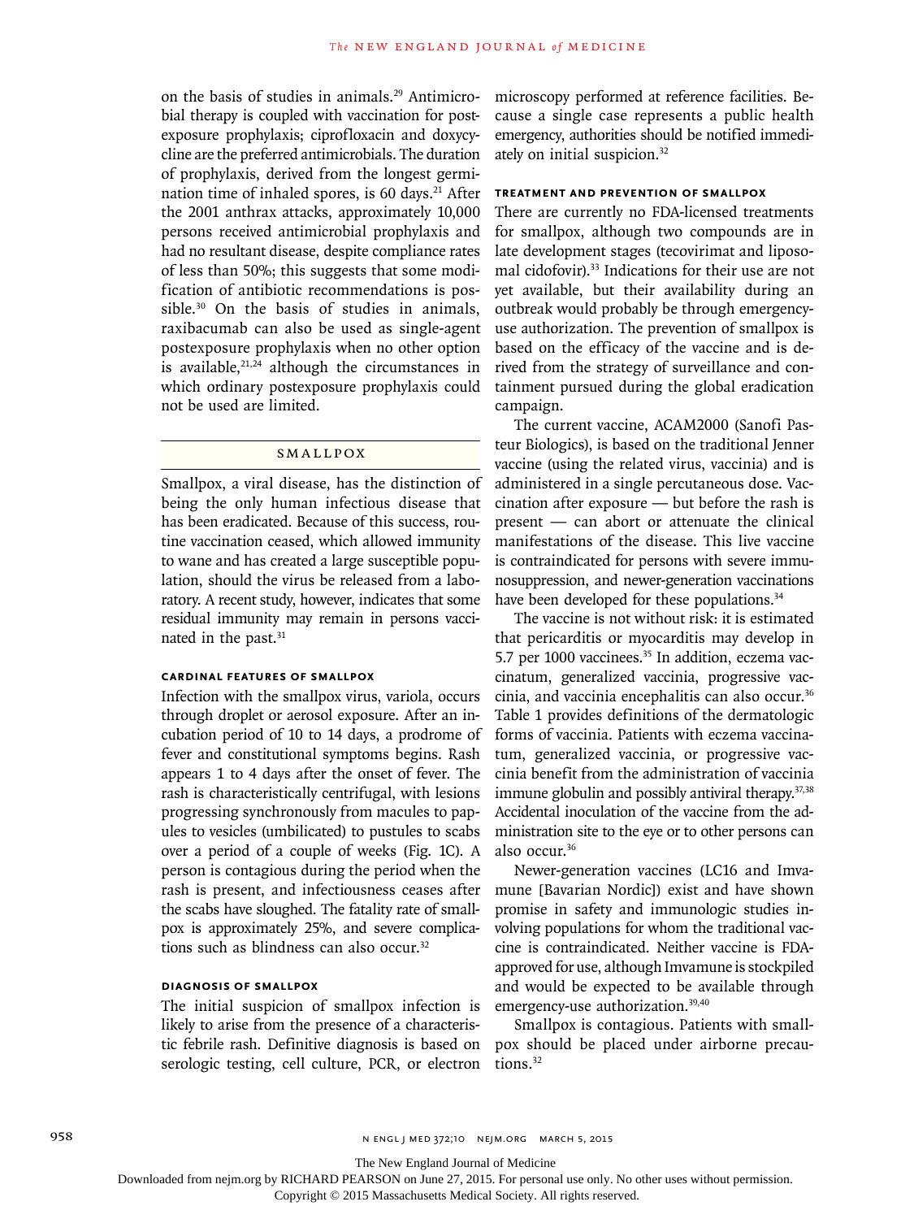on the basis of studies in animals.[29] Antimicrobial therapy is coupled with vaccination for postexposure prophylaxis; ciprofloxacin and doxycycline are the preferred antimicrobials. The duration of prophylaxis, derived from the longest germination time of inhaled spores, is 60 days.[21] After the 2001 anthrax attacks, approximately 10,000 persons received antimicrobial prophylaxis and had no resultant disease, despite compliance rates of less than 50%; this suggests that some modification of antibiotic recommendations is possible.[30] On the basis of studies in animals, raxibacumab can also be used as single-agent postexposure prophylaxis when no other option is available,[21,24] although the circumstances in which ordinary postexposure prophylaxis could not be used are limited.

## SMALLPOX

Smallpox, a viral disease, has the distinction of being the only human infectious disease that has been eradicated. Because of this success, routine vaccination ceased, which allowed immunity to wane and has created a large susceptible population, should the virus be released from a laboratory. A recent study, however, indicates that some residual immunity may remain in persons vaccinated in the past.[31]

### CARDINAL FEATURES OF SMALLPOX

Infection with the smallpox virus, variola, occurs through droplet or aerosol exposure. After an incubation period of 10 to 14 days, a prodrome of fever and constitutional symptoms begins. Rash appears 1 to 4 days after the onset of fever. The rash is characteristically centrifugal, with lesions progressing synchronously from macules to papules to vesicles (umbilicated) to pustules to scabs over a period of a couple of weeks (Fig. 1C). A person is contagious during the period when the rash is present, and infectiousness ceases after the scabs have sloughed. The fatality rate of smallpox is approximately 25%, and severe complications such as blindness can also occur.[32]

### DIAGNOSIS OF SMALLPOX

The initial suspicion of smallpox infection is likely to arise from the presence of a characteristic febrile rash. Definitive diagnosis is based on serologic testing, cell culture, PCR, or electron microscopy performed at reference facilities. Because a single case represents a public health emergency, authorities should be notified immediately on initial suspicion.[32]

### TREATMENT AND PREVENTION OF SMALLPOX

There are currently no FDA-licensed treatments for smallpox, although two compounds are in late development stages (tecovirimat and liposomal cidofovir).[33] Indications for their use are not yet available, but their availability during an outbreak would probably be through emergency-use authorization. The prevention of smallpox is based on the efficacy of the vaccine and is derived from the strategy of surveillance and containment pursued during the global eradication campaign.

The current vaccine, ACAM2000 (Sanofi Pasteur Biologics), is based on the traditional Jenner vaccine (using the related virus, vaccinia) and is administered in a single percutaneous dose. Vaccination after exposure — but before the rash is present — can abort or attenuate the clinical manifestations of the disease. This live vaccine is contraindicated for persons with severe immunosuppression, and newer-generation vaccinations have been developed for these populations.[34]

The vaccine is not without risk: it is estimated that pericarditis or myocarditis may develop in 5.7 per 1000 vaccinees.[35] In addition, eczema vaccinatum, generalized vaccinia, progressive vaccinia, and vaccinia encephalitis can also occur.[36] Table 1 provides definitions of the dermatologic forms of vaccinia. Patients with eczema vaccinatum, generalized vaccinia, or progressive vaccinia benefit from the administration of vaccinia immune globulin and possibly antiviral therapy.[37,38] Accidental inoculation of the vaccine from the administration site to the eye or to other persons can also occur.[36]

Newer-generation vaccines (LC16 and Imvamune [Bavarian Nordic]) exist and have shown promise in safety and immunologic studies involving populations for whom the traditional vaccine is contraindicated. Neither vaccine is FDA-approved for use, although Imvamune is stockpiled and would be expected to be available through emergency-use authorization.[39,40]

Smallpox is contagious. Patients with smallpox should be placed under airborne precautions.[32]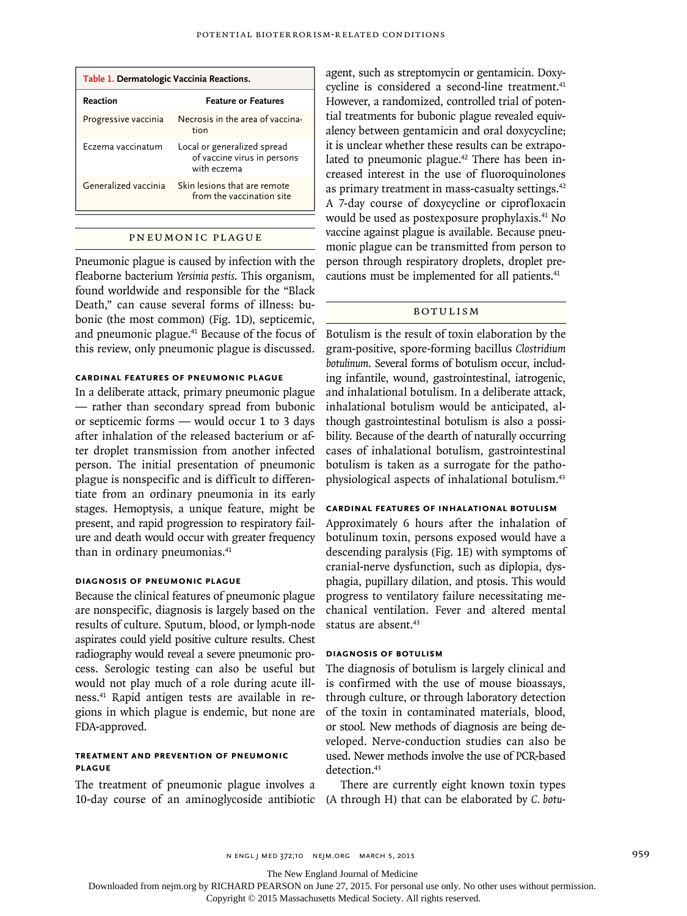**Table 1. Dermatologic Vaccinia Reactions.**

| Reaction | Feature or Features |
| --- | --- |
| Progressive vaccinia | Necrosis in the area of vaccination |
| Eczema vaccinatum | Local or generalized spread of vaccine virus in persons with eczema |
| Generalized vaccinia | Skin lesions that are remote from the vaccination site |

## PNEUMONIC PLAGUE

Pneumonic plague is caused by infection with the fleaborne bacterium *Yersinia pestis*. This organism, found worldwide and responsible for the "Black Death," can cause several forms of illness: bubonic (the most common) (Fig. 1D), septicemic, and pneumonic plague.[41] Because of the focus of this review, only pneumonic plague is discussed.

### CARDINAL FEATURES OF PNEUMONIC PLAGUE

In a deliberate attack, primary pneumonic plague — rather than secondary spread from bubonic or septicemic forms — would occur 1 to 3 days after inhalation of the released bacterium or after droplet transmission from another infected person. The initial presentation of pneumonic plague is nonspecific and is difficult to differentiate from an ordinary pneumonia in its early stages. Hemoptysis, a unique feature, might be present, and rapid progression to respiratory failure and death would occur with greater frequency than in ordinary pneumonias.[41]

### DIAGNOSIS OF PNEUMONIC PLAGUE

Because the clinical features of pneumonic plague are nonspecific, diagnosis is largely based on the results of culture. Sputum, blood, or lymph-node aspirates could yield positive culture results. Chest radiography would reveal a severe pneumonic process. Serologic testing can also be useful but would not play much of a role during acute illness.[41] Rapid antigen tests are available in regions in which plague is endemic, but none are FDA-approved.

### TREATMENT AND PREVENTION OF PNEUMONIC PLAGUE

The treatment of pneumonic plague involves a 10-day course of an aminoglycoside antibiotic agent, such as streptomycin or gentamicin. Doxycycline is considered a second-line treatment.[41] However, a randomized, controlled trial of potential treatments for bubonic plague revealed equivalency between gentamicin and oral doxycycline; it is unclear whether these results can be extrapolated to pneumonic plague.[42] There has been increased interest in the use of fluoroquinolones as primary treatment in mass-casualty settings.[42] A 7-day course of doxycycline or ciprofloxacin would be used as postexposure prophylaxis.[41] No vaccine against plague is available. Because pneumonic plague can be transmitted from person to person through respiratory droplets, droplet precautions must be implemented for all patients.[41]

## BOTULISM

Botulism is the result of toxin elaboration by the gram-positive, spore-forming bacillus *Clostridium botulinum*. Several forms of botulism occur, including infantile, wound, gastrointestinal, iatrogenic, and inhalational botulism. In a deliberate attack, inhalational botulism would be anticipated, although gastrointestinal botulism is also a possibility. Because of the dearth of naturally occurring cases of inhalational botulism, gastrointestinal botulism is taken as a surrogate for the pathophysiological aspects of inhalational botulism.[43]

### CARDINAL FEATURES OF INHALATIONAL BOTULISM

Approximately 6 hours after the inhalation of botulinum toxin, persons exposed would have a descending paralysis (Fig. 1E) with symptoms of cranial-nerve dysfunction, such as diplopia, dysphagia, pupillary dilation, and ptosis. This would progress to ventilatory failure necessitating mechanical ventilation. Fever and altered mental status are absent.[43]

### DIAGNOSIS OF BOTULISM

The diagnosis of botulism is largely clinical and is confirmed with the use of mouse bioassays, through culture, or through laboratory detection of the toxin in contaminated materials, blood, or stool. New methods of diagnosis are being developed. Nerve-conduction studies can also be used. Newer methods involve the use of PCR-based detection.[43]

There are currently eight known toxin types (A through H) that can be elaborated by *C. botu-*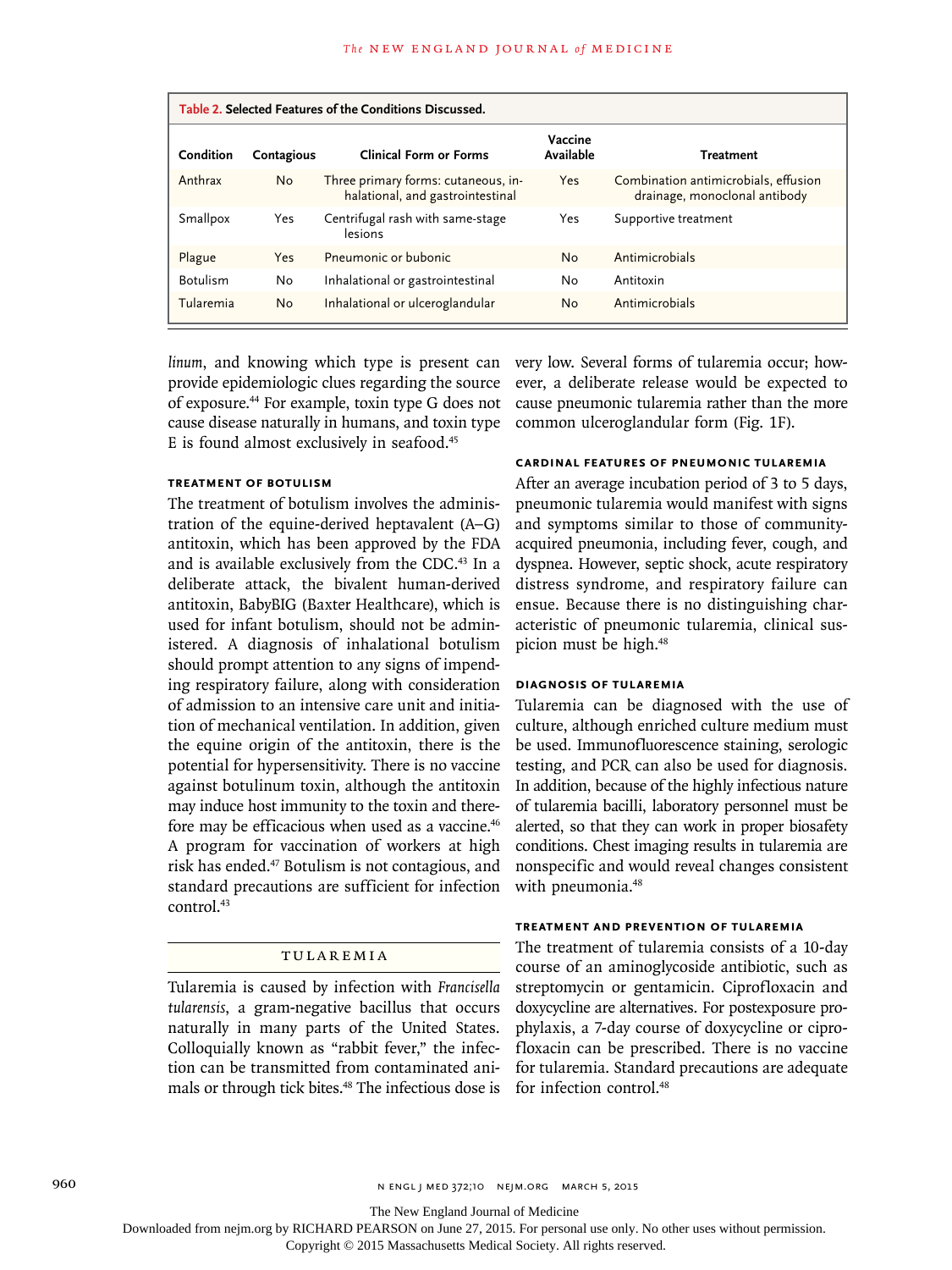**Table 2. Selected Features of the Conditions Discussed.**

| Condition | Contagious | Clinical Form or Forms | Vaccine Available | Treatment |
|---|---|---|---|---|
| Anthrax | No | Three primary forms: cutaneous, inhalational, and gastrointestinal | Yes | Combination antimicrobials, effusion drainage, monoclonal antibody |
| Smallpox | Yes | Centrifugal rash with same-stage lesions | Yes | Supportive treatment |
| Plague | Yes | Pneumonic or bubonic | No | Antimicrobials |
| Botulism | No | Inhalational or gastrointestinal | No | Antitoxin |
| Tularemia | No | Inhalational or ulceroglandular | No | Antimicrobials |

*linum*, and knowing which type is present can provide epidemiologic clues regarding the source of exposure.[44] For example, toxin type G does not cause disease naturally in humans, and toxin type E is found almost exclusively in seafood.[45]

#### TREATMENT OF BOTULISM

The treatment of botulism involves the administration of the equine-derived heptavalent (A–G) antitoxin, which has been approved by the FDA and is available exclusively from the CDC.[43] In a deliberate attack, the bivalent human-derived antitoxin, BabyBIG (Baxter Healthcare), which is used for infant botulism, should not be administered. A diagnosis of inhalational botulism should prompt attention to any signs of impending respiratory failure, along with consideration of admission to an intensive care unit and initiation of mechanical ventilation. In addition, given the equine origin of the antitoxin, there is the potential for hypersensitivity. There is no vaccine against botulinum toxin, although the antitoxin may induce host immunity to the toxin and therefore may be efficacious when used as a vaccine.[46] A program for vaccination of workers at high risk has ended.[47] Botulism is not contagious, and standard precautions are sufficient for infection control.[43]

## TULAREMIA

Tularemia is caused by infection with *Francisella tularensis*, a gram-negative bacillus that occurs naturally in many parts of the United States. Colloquially known as "rabbit fever," the infection can be transmitted from contaminated animals or through tick bites.[48] The infectious dose is very low. Several forms of tularemia occur; however, a deliberate release would be expected to cause pneumonic tularemia rather than the more common ulceroglandular form (Fig. 1F).

#### CARDINAL FEATURES OF PNEUMONIC TULAREMIA

After an average incubation period of 3 to 5 days, pneumonic tularemia would manifest with signs and symptoms similar to those of community-acquired pneumonia, including fever, cough, and dyspnea. However, septic shock, acute respiratory distress syndrome, and respiratory failure can ensue. Because there is no distinguishing characteristic of pneumonic tularemia, clinical suspicion must be high.[48]

#### DIAGNOSIS OF TULAREMIA

Tularemia can be diagnosed with the use of culture, although enriched culture medium must be used. Immunofluorescence staining, serologic testing, and PCR can also be used for diagnosis. In addition, because of the highly infectious nature of tularemia bacilli, laboratory personnel must be alerted, so that they can work in proper biosafety conditions. Chest imaging results in tularemia are nonspecific and would reveal changes consistent with pneumonia.[48]

#### TREATMENT AND PREVENTION OF TULAREMIA

The treatment of tularemia consists of a 10-day course of an aminoglycoside antibiotic, such as streptomycin or gentamicin. Ciprofloxacin and doxycycline are alternatives. For postexposure prophylaxis, a 7-day course of doxycycline or ciprofloxacin can be prescribed. There is no vaccine for tularemia. Standard precautions are adequate for infection control.[48]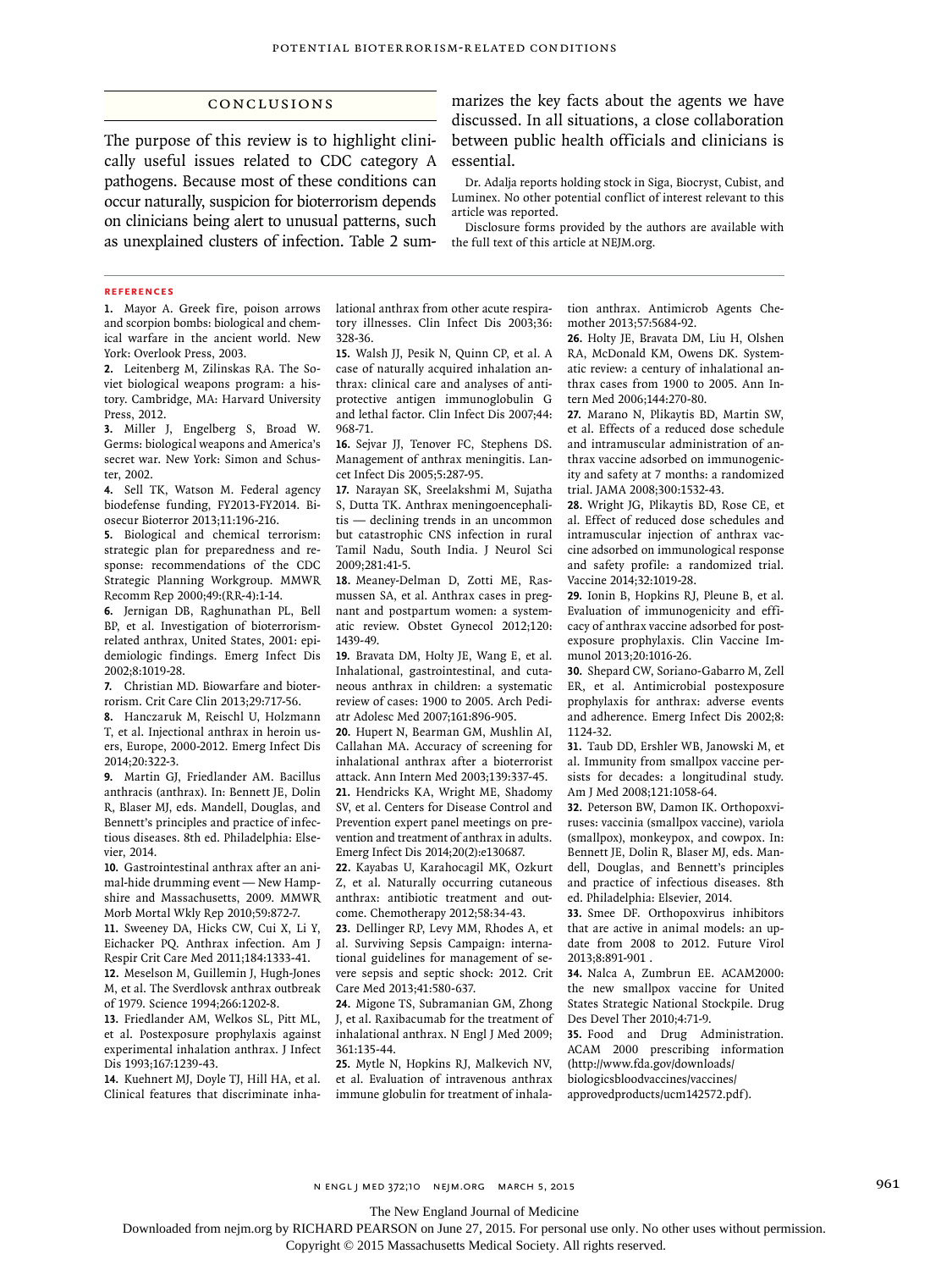## CONCLUSIONS

The purpose of this review is to highlight clinically useful issues related to CDC category A pathogens. Because most of these conditions can occur naturally, suspicion for bioterrorism depends on clinicians being alert to unusual patterns, such as unexplained clusters of infection. Table 2 summarizes the key facts about the agents we have discussed. In all situations, a close collaboration between public health officials and clinicians is essential.

Dr. Adalja reports holding stock in Siga, Biocryst, Cubist, and Luminex. No other potential conflict of interest relevant to this article was reported.

Disclosure forms provided by the authors are available with the full text of this article at NEJM.org.

## REFERENCES

1. Mayor A. Greek fire, poison arrows and scorpion bombs: biological and chemical warfare in the ancient world. New York: Overlook Press, 2003.
2. Leitenberg M, Zilinskas RA. The Soviet biological weapons program: a history. Cambridge, MA: Harvard University Press, 2012.
3. Miller J, Engelberg S, Broad W. Germs: biological weapons and America's secret war. New York: Simon and Schuster, 2002.
4. Sell TK, Watson M. Federal agency biodefense funding, FY2013-FY2014. Biosecur Bioterror 2013;11:196-216.
5. Biological and chemical terrorism: strategic plan for preparedness and response: recommendations of the CDC Strategic Planning Workgroup. MMWR Recomm Rep 2000;49:(RR-4):1-14.
6. Jernigan DB, Raghunathan PL, Bell BP, et al. Investigation of bioterrorism-related anthrax, United States, 2001: epidemiologic findings. Emerg Infect Dis 2002;8:1019-28.
7. Christian MD. Biowarfare and bioterrorism. Crit Care Clin 2013;29:717-56.
8. Hanczaruk M, Reischl U, Holzmann T, et al. Injectional anthrax in heroin users, Europe, 2000-2012. Emerg Infect Dis 2014;20:322-3.
9. Martin GJ, Friedlander AM. Bacillus anthracis (anthrax). In: Bennett JE, Dolin R, Blaser MJ, eds. Mandell, Douglas, and Bennett's principles and practice of infectious diseases. 8th ed. Philadelphia: Elsevier, 2014.
10. Gastrointestinal anthrax after an animal-hide drumming event — New Hampshire and Massachusetts, 2009. MMWR Morb Mortal Wkly Rep 2010;59:872-7.
11. Sweeney DA, Hicks CW, Cui X, Li Y, Eichacker PQ. Anthrax infection. Am J Respir Crit Care Med 2011;184:1333-41.
12. Meselson M, Guillemin J, Hugh-Jones M, et al. The Sverdlovsk anthrax outbreak of 1979. Science 1994;266:1202-8.
13. Friedlander AM, Welkos SL, Pitt ML, et al. Postexposure prophylaxis against experimental inhalation anthrax. J Infect Dis 1993;167:1239-43.
14. Kuehnert MJ, Doyle TJ, Hill HA, et al. Clinical features that discriminate inhalational anthrax from other acute respiratory illnesses. Clin Infect Dis 2003;36:328-36.
15. Walsh JJ, Pesik N, Quinn CP, et al. A case of naturally acquired inhalation anthrax: clinical care and analyses of anti-protective antigen immunoglobulin G and lethal factor. Clin Infect Dis 2007;44:968-71.
16. Sejvar JJ, Tenover FC, Stephens DS. Management of anthrax meningitis. Lancet Infect Dis 2005;5:287-95.
17. Narayan SK, Sreelakshmi M, Sujatha S, Dutta TK. Anthrax meningoencephalitis — declining trends in an uncommon but catastrophic CNS infection in rural Tamil Nadu, South India. J Neurol Sci 2009;281:41-5.
18. Meaney-Delman D, Zotti ME, Rasmussen SA, et al. Anthrax cases in pregnant and postpartum women: a systematic review. Obstet Gynecol 2012;120:1439-49.
19. Bravata DM, Holty JE, Wang E, et al. Inhalational, gastrointestinal, and cutaneous anthrax in children: a systematic review of cases: 1900 to 2005. Arch Pediatr Adolesc Med 2007;161:896-905.
20. Hupert N, Bearman GM, Mushlin AI, Callahan MA. Accuracy of screening for inhalational anthrax after a bioterrorist attack. Ann Intern Med 2003;139:337-45.
21. Hendricks KA, Wright ME, Shadomy SV, et al. Centers for Disease Control and Prevention expert panel meetings on prevention and treatment of anthrax in adults. Emerg Infect Dis 2014;20(2):e130687.
22. Kayabas U, Karahocagil MK, Ozkurt Z, et al. Naturally occurring cutaneous anthrax: antibiotic treatment and outcome. Chemotherapy 2012;58:34-43.
23. Dellinger RP, Levy MM, Rhodes A, et al. Surviving Sepsis Campaign: international guidelines for management of severe sepsis and septic shock: 2012. Crit Care Med 2013;41:580-637.
24. Migone TS, Subramanian GM, Zhong J, et al. Raxibacumab for the treatment of inhalational anthrax. N Engl J Med 2009;361:135-44.
25. Mytle N, Hopkins RJ, Malkevich NV, et al. Evaluation of intravenous anthrax immune globulin for treatment of inhalation anthrax. Antimicrob Agents Chemother 2013;57:5684-92.
26. Holty JE, Bravata DM, Liu H, Olshen RA, McDonald KM, Owens DK. Systematic review: a century of inhalational anthrax cases from 1900 to 2005. Ann Intern Med 2006;144:270-80.
27. Marano N, Plikaytis BD, Martin SW, et al. Effects of a reduced dose schedule and intramuscular administration of anthrax vaccine adsorbed on immunogenicity and safety at 7 months: a randomized trial. JAMA 2008;300:1532-43.
28. Wright JG, Plikaytis BD, Rose CE, et al. Effect of reduced dose schedules and intramuscular injection of anthrax vaccine adsorbed on immunological response and safety profile: a randomized trial. Vaccine 2014;32:1019-28.
29. Ionin B, Hopkins RJ, Pleune B, et al. Evaluation of immunogenicity and efficacy of anthrax vaccine adsorbed for postexposure prophylaxis. Clin Vaccine Immunol 2013;20:1016-26.
30. Shepard CW, Soriano-Gabarro M, Zell ER, et al. Antimicrobial postexposure prophylaxis for anthrax: adverse events and adherence. Emerg Infect Dis 2002;8:1124-32.
31. Taub DD, Ershler WB, Janowski M, et al. Immunity from smallpox vaccine persists for decades: a longitudinal study. Am J Med 2008;121:1058-64.
32. Peterson BW, Damon IK. Orthopoxviruses: vaccinia (smallpox vaccine), variola (smallpox), monkeypox, and cowpox. In: Bennett JE, Dolin R, Blaser MJ, eds. Mandell, Douglas, and Bennett's principles and practice of infectious diseases. 8th ed. Philadelphia: Elsevier, 2014.
33. Smee DF. Orthopoxvirus inhibitors that are active in animal models: an update from 2008 to 2012. Future Virol 2013;8:891-901 .
34. Nalca A, Zumbrun EE. ACAM2000: the new smallpox vaccine for United States Strategic National Stockpile. Drug Des Devel Ther 2010;4:71-9.
35. Food and Drug Administration. ACAM 2000 prescribing information (http://www.fda.gov/downloads/biologicsbloodvaccines/vaccines/approvedproducts/ucm142572.pdf).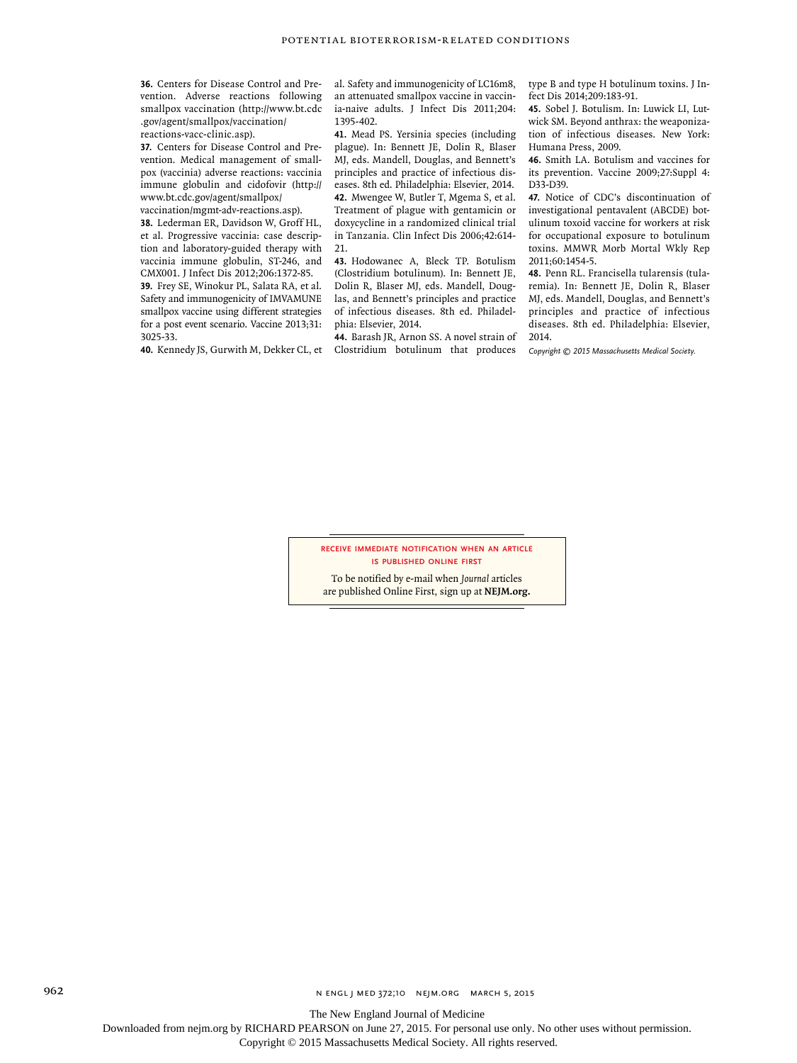**36.** Centers for Disease Control and Prevention. Adverse reactions following smallpox vaccination (http://www.bt.cdc.gov/agent/smallpox/vaccination/reactions-vacc-clinic.asp).

**37.** Centers for Disease Control and Prevention. Medical management of smallpox (vaccinia) adverse reactions: vaccinia immune globulin and cidofovir (http://www.bt.cdc.gov/agent/smallpox/vaccination/mgmt-adv-reactions.asp).

**38.** Lederman ER, Davidson W, Groff HL, et al. Progressive vaccinia: case description and laboratory-guided therapy with vaccinia immune globulin, ST-246, and CMX001. J Infect Dis 2012;206:1372-85.

**39.** Frey SE, Winokur PL, Salata RA, et al. Safety and immunogenicity of IMVAMUNE smallpox vaccine using different strategies for a post event scenario. Vaccine 2013;31:3025-33.

**40.** Kennedy JS, Gurwith M, Dekker CL, et al. Safety and immunogenicity of LC16m8, an attenuated smallpox vaccine in vaccinia-naive adults. J Infect Dis 2011;204:1395-402.

**41.** Mead PS. Yersinia species (including plague). In: Bennett JE, Dolin R, Blaser MJ, eds. Mandell, Douglas, and Bennett's principles and practice of infectious diseases. 8th ed. Philadelphia: Elsevier, 2014.

**42.** Mwengee W, Butler T, Mgema S, et al. Treatment of plague with gentamicin or doxycycline in a randomized clinical trial in Tanzania. Clin Infect Dis 2006;42:614-21.

**43.** Hodowanec A, Bleck TP. Botulism (Clostridium botulinum). In: Bennett JE, Dolin R, Blaser MJ, eds. Mandell, Douglas, and Bennett's principles and practice of infectious diseases. 8th ed. Philadelphia: Elsevier, 2014.

**44.** Barash JR, Arnon SS. A novel strain of Clostridium botulinum that produces type B and type H botulinum toxins. J Infect Dis 2014;209:183-91.

**45.** Sobel J. Botulism. In: Luwick LI, Lutwick SM. Beyond anthrax: the weaponization of infectious diseases. New York: Humana Press, 2009.

**46.** Smith LA. Botulism and vaccines for its prevention. Vaccine 2009;27:Suppl 4:D33-D39.

**47.** Notice of CDC's discontinuation of investigational pentavalent (ABCDE) botulinum toxoid vaccine for workers at risk for occupational exposure to botulinum toxins. MMWR Morb Mortal Wkly Rep 2011;60:1454-5.

**48.** Penn RL. Francisella tularensis (tularemia). In: Bennett JE, Dolin R, Blaser MJ, eds. Mandell, Douglas, and Bennett's principles and practice of infectious diseases. 8th ed. Philadelphia: Elsevier, 2014.

*Copyright © 2015 Massachusetts Medical Society.*

RECEIVE IMMEDIATE NOTIFICATION WHEN AN ARTICLE IS PUBLISHED ONLINE FIRST

To be notified by e-mail when *Journal* articles are published Online First, sign up at **NEJM.org.**

The New England Journal of Medicine

Downloaded from nejm.org by RICHARD PEARSON on June 27, 2015. For personal use only. No other uses without permission.

Copyright © 2015 Massachusetts Medical Society. All rights reserved.